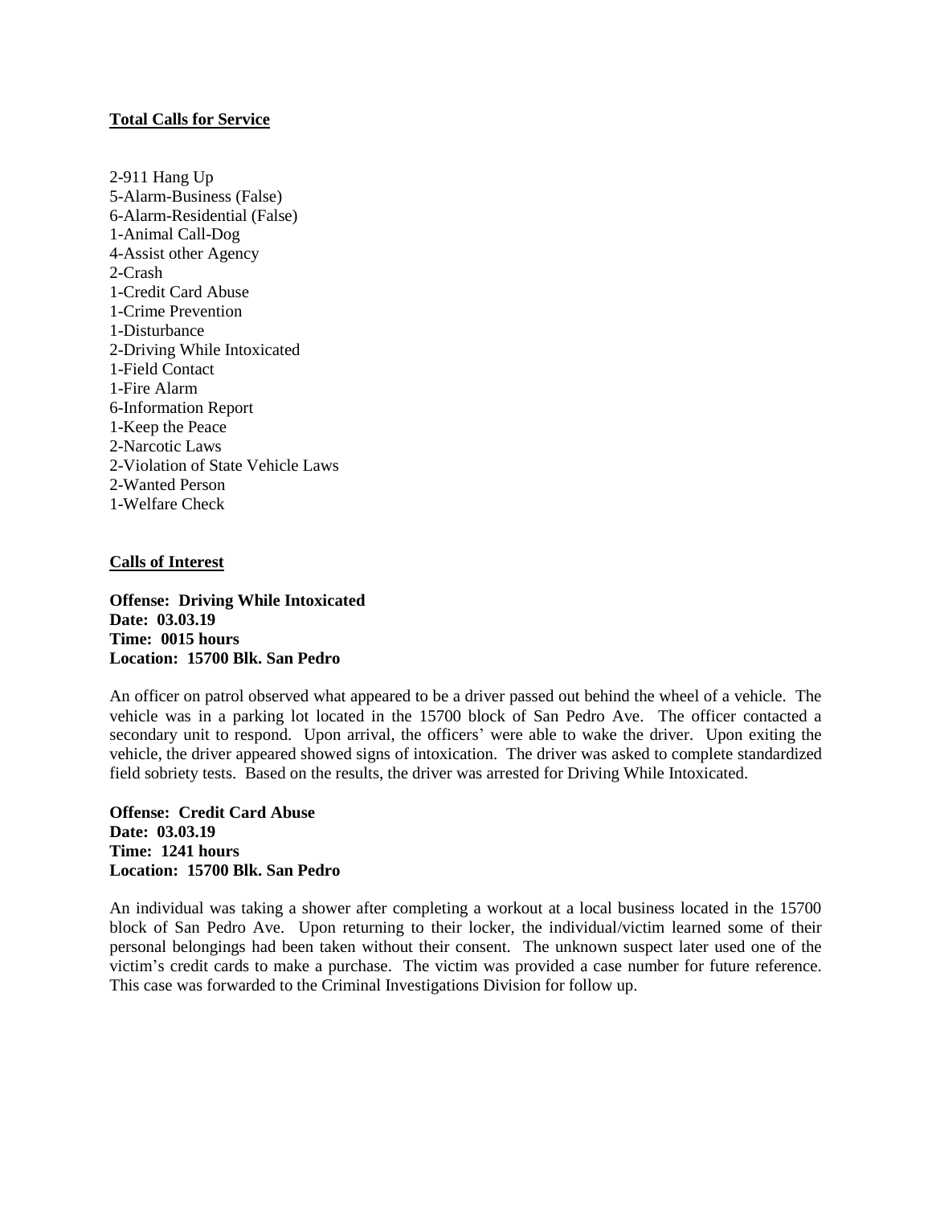## **Total Calls for Service**

2-911 Hang Up
5-Alarm-Business (False)
6-Alarm-Residential (False)
1-Animal Call-Dog
4-Assist other Agency
2-Crash
1-Credit Card Abuse
1-Crime Prevention
1-Disturbance
2-Driving While Intoxicated
1-Field Contact
1-Fire Alarm
6-Information Report
1-Keep the Peace
2-Narcotic Laws
2-Violation of State Vehicle Laws
2-Wanted Person
1-Welfare Check

## **Calls of Interest**

**Offense: Driving While Intoxicated**
**Date: 03.03.19**
**Time: 0015 hours**
**Location: 15700 Blk. San Pedro**

An officer on patrol observed what appeared to be a driver passed out behind the wheel of a vehicle. The vehicle was in a parking lot located in the 15700 block of San Pedro Ave. The officer contacted a secondary unit to respond. Upon arrival, the officers' were able to wake the driver. Upon exiting the vehicle, the driver appeared showed signs of intoxication. The driver was asked to complete standardized field sobriety tests. Based on the results, the driver was arrested for Driving While Intoxicated.

**Offense: Credit Card Abuse**
**Date: 03.03.19**
**Time: 1241 hours**
**Location: 15700 Blk. San Pedro**

An individual was taking a shower after completing a workout at a local business located in the 15700 block of San Pedro Ave. Upon returning to their locker, the individual/victim learned some of their personal belongings had been taken without their consent. The unknown suspect later used one of the victim's credit cards to make a purchase. The victim was provided a case number for future reference. This case was forwarded to the Criminal Investigations Division for follow up.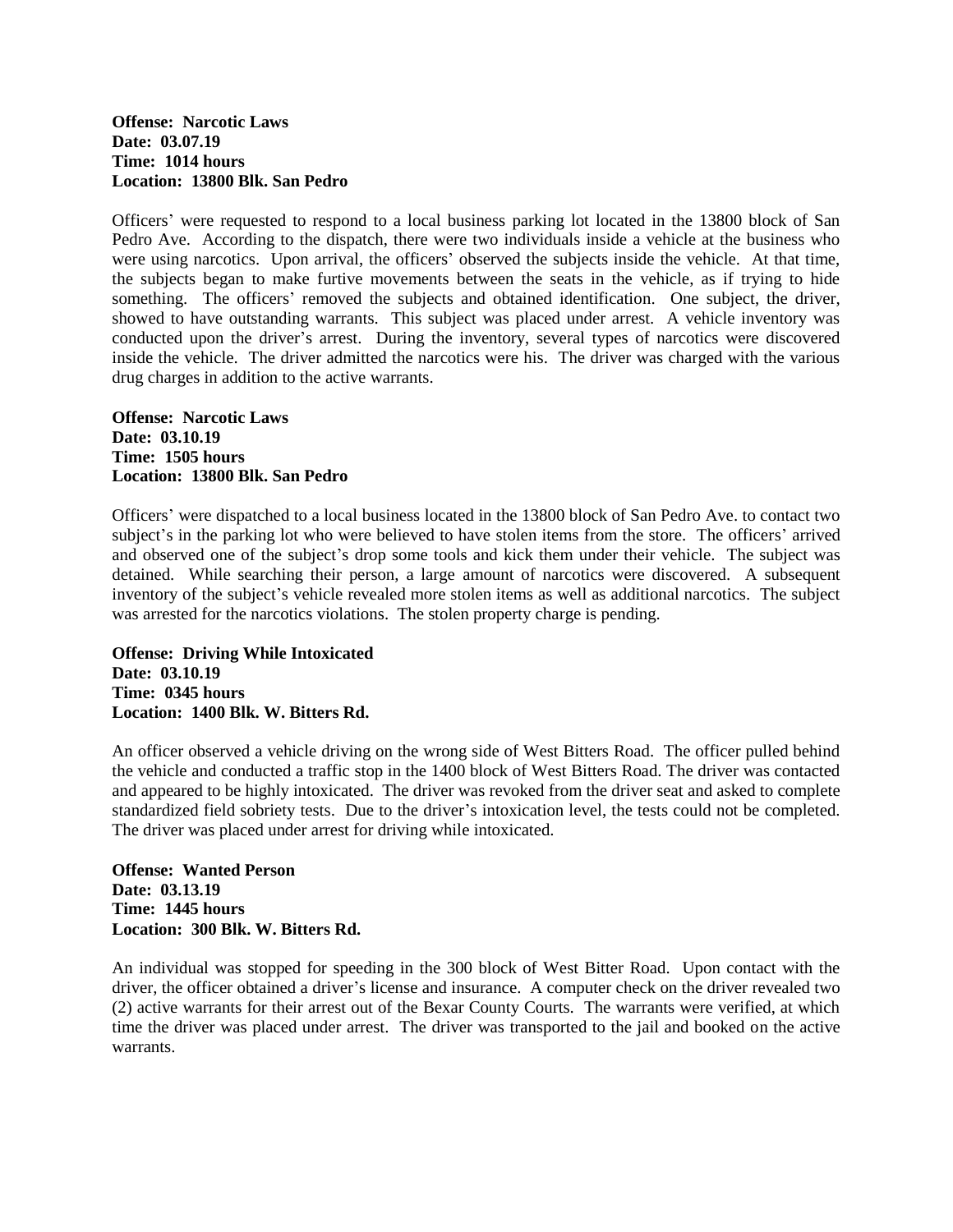**Offense: Narcotic Laws**
**Date: 03.07.19**
**Time: 1014 hours**
**Location: 13800 Blk. San Pedro**

Officers' were requested to respond to a local business parking lot located in the 13800 block of San Pedro Ave. According to the dispatch, there were two individuals inside a vehicle at the business who were using narcotics. Upon arrival, the officers' observed the subjects inside the vehicle. At that time, the subjects began to make furtive movements between the seats in the vehicle, as if trying to hide something. The officers' removed the subjects and obtained identification. One subject, the driver, showed to have outstanding warrants. This subject was placed under arrest. A vehicle inventory was conducted upon the driver's arrest. During the inventory, several types of narcotics were discovered inside the vehicle. The driver admitted the narcotics were his. The driver was charged with the various drug charges in addition to the active warrants.

**Offense: Narcotic Laws**
**Date: 03.10.19**
**Time: 1505 hours**
**Location: 13800 Blk. San Pedro**

Officers' were dispatched to a local business located in the 13800 block of San Pedro Ave. to contact two subject's in the parking lot who were believed to have stolen items from the store. The officers' arrived and observed one of the subject's drop some tools and kick them under their vehicle. The subject was detained. While searching their person, a large amount of narcotics were discovered. A subsequent inventory of the subject's vehicle revealed more stolen items as well as additional narcotics. The subject was arrested for the narcotics violations. The stolen property charge is pending.

**Offense: Driving While Intoxicated**
**Date: 03.10.19**
**Time: 0345 hours**
**Location: 1400 Blk. W. Bitters Rd.**

An officer observed a vehicle driving on the wrong side of West Bitters Road. The officer pulled behind the vehicle and conducted a traffic stop in the 1400 block of West Bitters Road. The driver was contacted and appeared to be highly intoxicated. The driver was revoked from the driver seat and asked to complete standardized field sobriety tests. Due to the driver's intoxication level, the tests could not be completed. The driver was placed under arrest for driving while intoxicated.

**Offense: Wanted Person**
**Date: 03.13.19**
**Time: 1445 hours**
**Location: 300 Blk. W. Bitters Rd.**

An individual was stopped for speeding in the 300 block of West Bitter Road. Upon contact with the driver, the officer obtained a driver's license and insurance. A computer check on the driver revealed two (2) active warrants for their arrest out of the Bexar County Courts. The warrants were verified, at which time the driver was placed under arrest. The driver was transported to the jail and booked on the active warrants.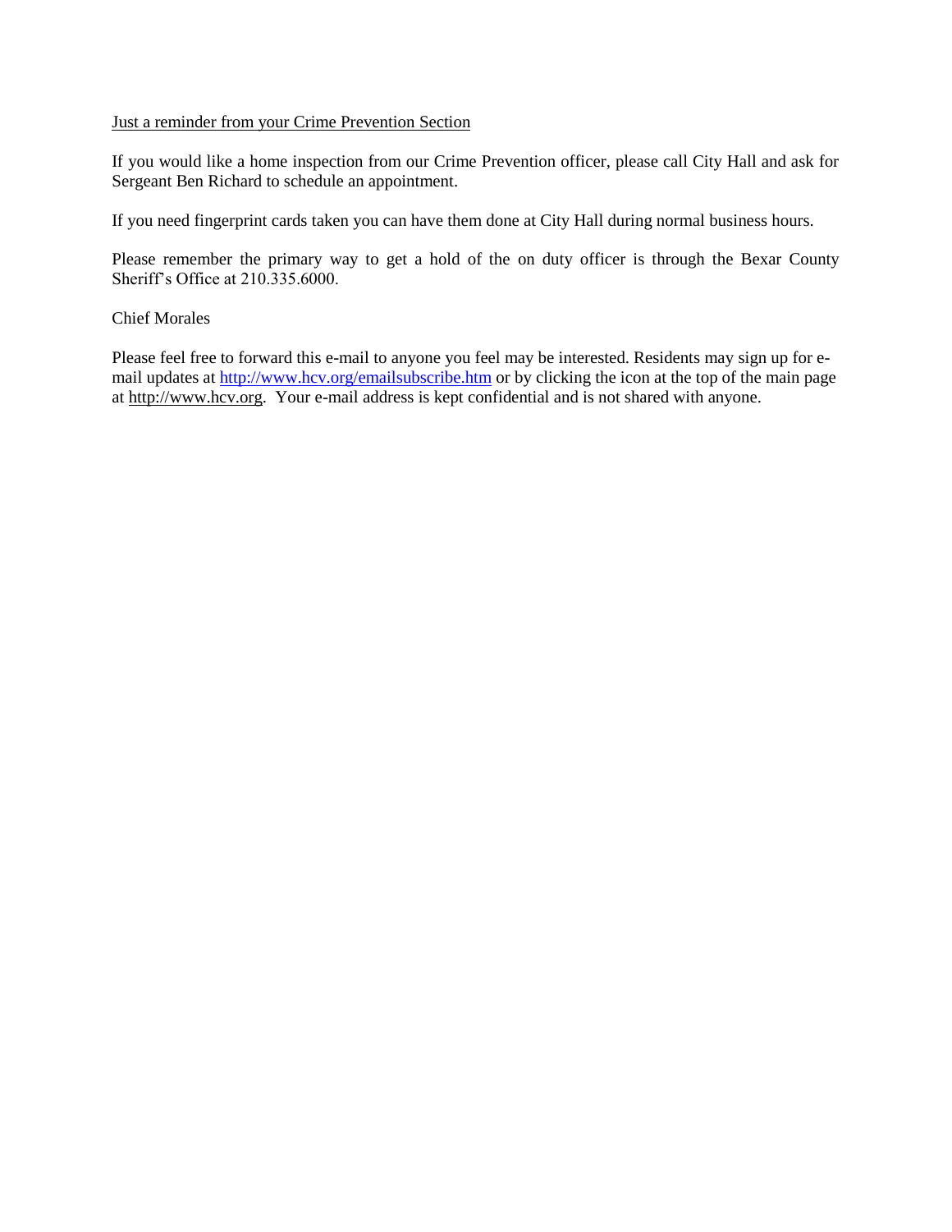Just a reminder from your Crime Prevention Section

If you would like a home inspection from our Crime Prevention officer, please call City Hall and ask for Sergeant Ben Richard to schedule an appointment.

If you need fingerprint cards taken you can have them done at City Hall during normal business hours.

Please remember the primary way to get a hold of the on duty officer is through the Bexar County Sheriff's Office at 210.335.6000.

Chief Morales

Please feel free to forward this e-mail to anyone you feel may be interested. Residents may sign up for e-mail updates at http://www.hcv.org/emailsubscribe.htm or by clicking the icon at the top of the main page at http://www.hcv.org. Your e-mail address is kept confidential and is not shared with anyone.